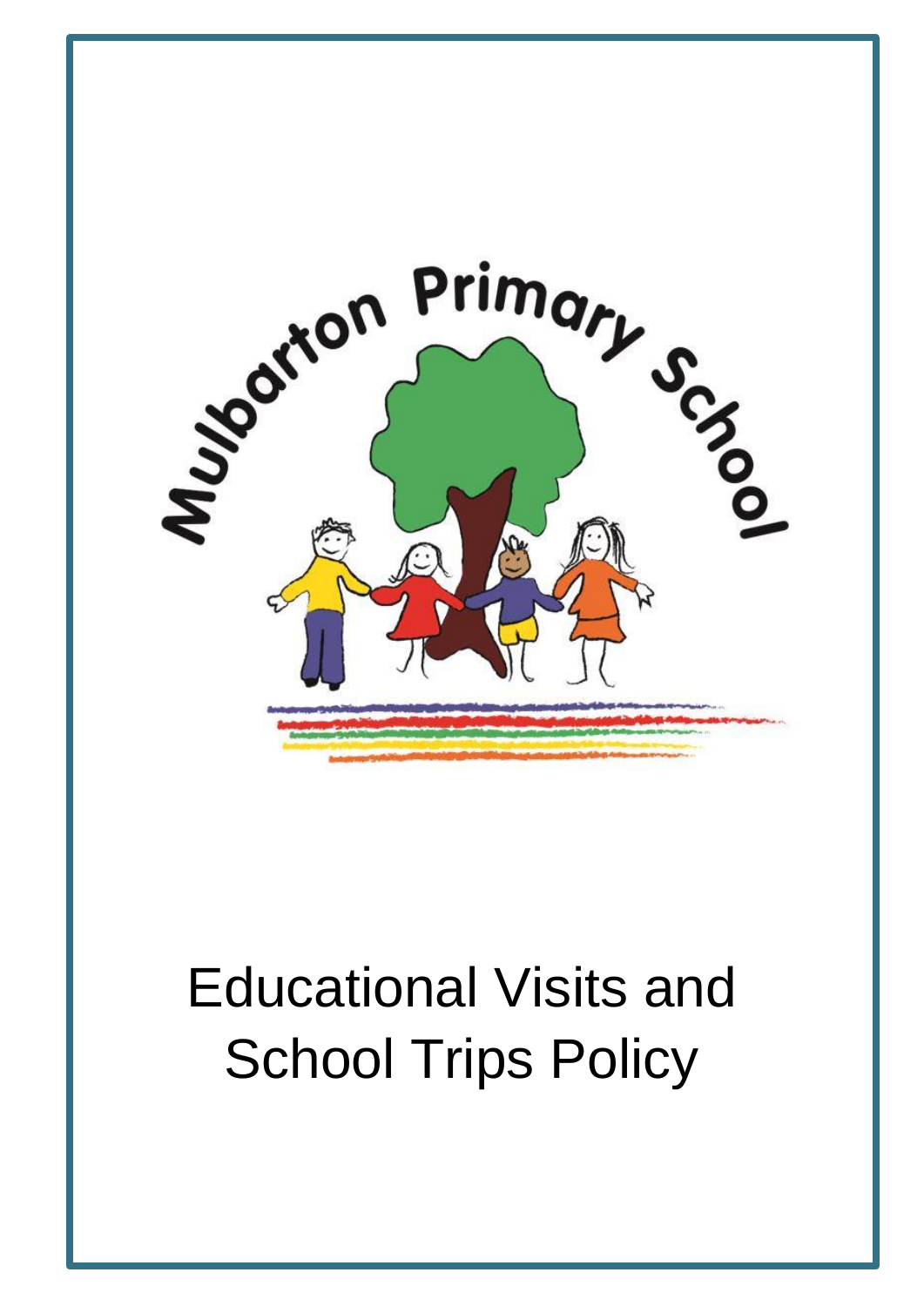Mulbarton Primary School

# Educational Visits and School Trips Policy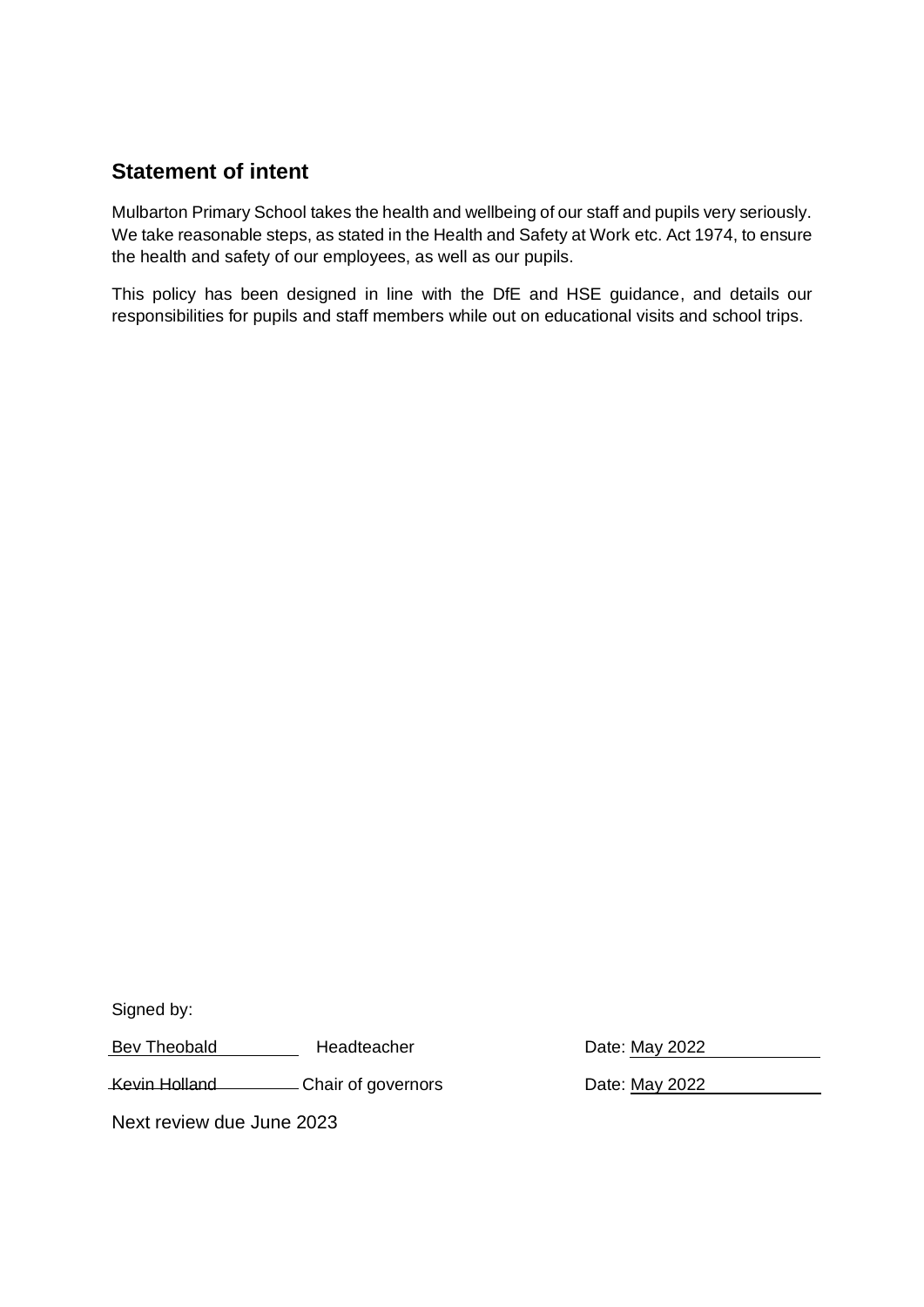## Statement of intent

Mulbarton Primary School takes the health and wellbeing of our staff and pupils very seriously. We take reasonable steps, as stated in the Health and Safety at Work etc. Act 1974, to ensure the health and safety of our employees, as well as our pupils.

This policy has been designed in line with the DfE and HSE guidance, and details our responsibilities for pupils and staff members while out on educational visits and school trips.

Signed by:

Bev Theobald Headteacher Date: May 2022

Kevin Holland Chair of governors Date: May 2022

Next review due June 2023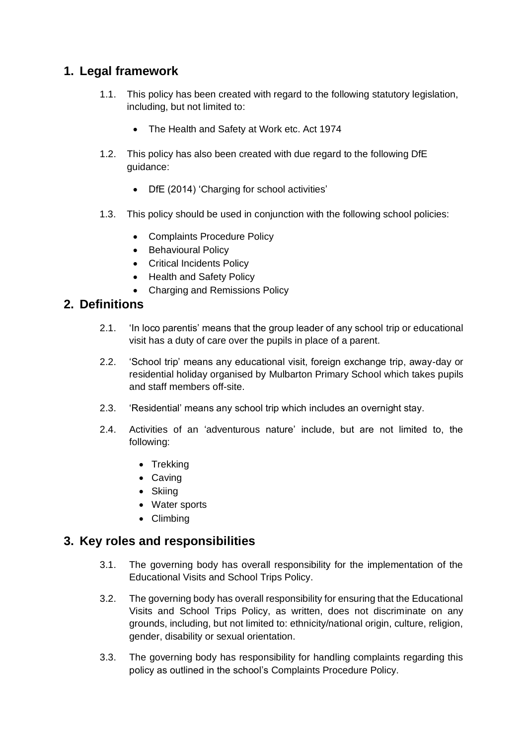## 1. Legal framework

1.1. This policy has been created with regard to the following statutory legislation, including, but not limited to:

- The Health and Safety at Work etc. Act 1974

1.2. This policy has also been created with due regard to the following DfE guidance:

- DfE (2014) 'Charging for school activities'

1.3. This policy should be used in conjunction with the following school policies:

- Complaints Procedure Policy
- Behavioural Policy
- Critical Incidents Policy
- Health and Safety Policy
- Charging and Remissions Policy

## 2. Definitions

2.1. 'In loco parentis' means that the group leader of any school trip or educational visit has a duty of care over the pupils in place of a parent.

2.2. 'School trip' means any educational visit, foreign exchange trip, away-day or residential holiday organised by Mulbarton Primary School which takes pupils and staff members off-site.

2.3. 'Residential' means any school trip which includes an overnight stay.

2.4. Activities of an 'adventurous nature' include, but are not limited to, the following:

- Trekking
- Caving
- Skiing
- Water sports
- Climbing

## 3. Key roles and responsibilities

3.1. The governing body has overall responsibility for the implementation of the Educational Visits and School Trips Policy.

3.2. The governing body has overall responsibility for ensuring that the Educational Visits and School Trips Policy, as written, does not discriminate on any grounds, including, but not limited to: ethnicity/national origin, culture, religion, gender, disability or sexual orientation.

3.3. The governing body has responsibility for handling complaints regarding this policy as outlined in the school's Complaints Procedure Policy.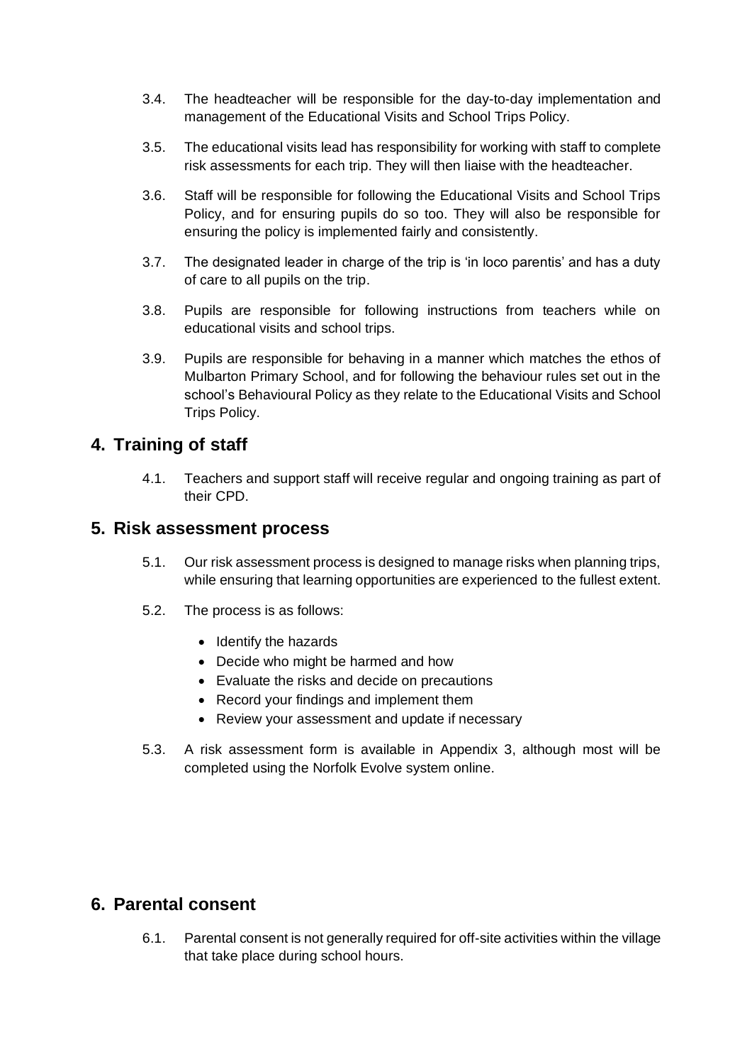3.4. The headteacher will be responsible for the day-to-day implementation and management of the Educational Visits and School Trips Policy.

3.5. The educational visits lead has responsibility for working with staff to complete risk assessments for each trip. They will then liaise with the headteacher.

3.6. Staff will be responsible for following the Educational Visits and School Trips Policy, and for ensuring pupils do so too. They will also be responsible for ensuring the policy is implemented fairly and consistently.

3.7. The designated leader in charge of the trip is 'in loco parentis' and has a duty of care to all pupils on the trip.

3.8. Pupils are responsible for following instructions from teachers while on educational visits and school trips.

3.9. Pupils are responsible for behaving in a manner which matches the ethos of Mulbarton Primary School, and for following the behaviour rules set out in the school's Behavioural Policy as they relate to the Educational Visits and School Trips Policy.

## 4. Training of staff

4.1. Teachers and support staff will receive regular and ongoing training as part of their CPD.

## 5. Risk assessment process

5.1. Our risk assessment process is designed to manage risks when planning trips, while ensuring that learning opportunities are experienced to the fullest extent.

5.2. The process is as follows:

- Identify the hazards
- Decide who might be harmed and how
- Evaluate the risks and decide on precautions
- Record your findings and implement them
- Review your assessment and update if necessary

5.3. A risk assessment form is available in Appendix 3, although most will be completed using the Norfolk Evolve system online.

## 6. Parental consent

6.1. Parental consent is not generally required for off-site activities within the village that take place during school hours.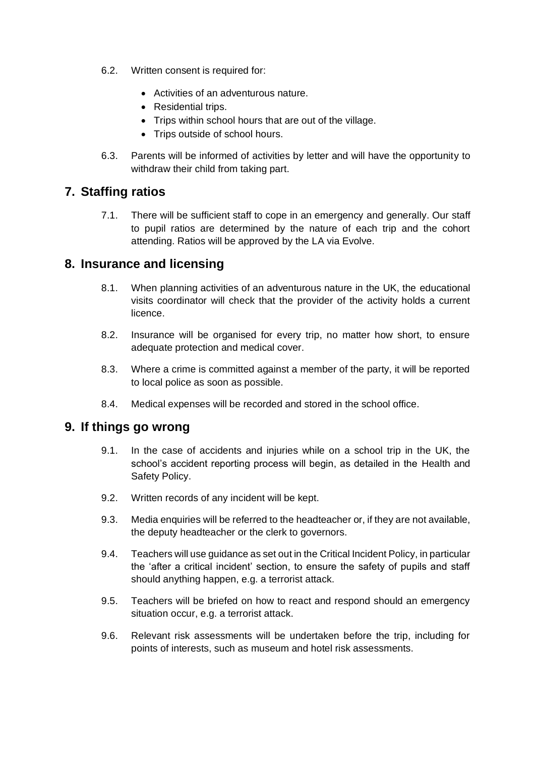6.2. Written consent is required for:

- Activities of an adventurous nature.
- Residential trips.
- Trips within school hours that are out of the village.
- Trips outside of school hours.

6.3. Parents will be informed of activities by letter and will have the opportunity to withdraw their child from taking part.

## 7. Staffing ratios

7.1. There will be sufficient staff to cope in an emergency and generally. Our staff to pupil ratios are determined by the nature of each trip and the cohort attending. Ratios will be approved by the LA via Evolve.

## 8. Insurance and licensing

8.1. When planning activities of an adventurous nature in the UK, the educational visits coordinator will check that the provider of the activity holds a current licence.

8.2. Insurance will be organised for every trip, no matter how short, to ensure adequate protection and medical cover.

8.3. Where a crime is committed against a member of the party, it will be reported to local police as soon as possible.

8.4. Medical expenses will be recorded and stored in the school office.

## 9. If things go wrong

9.1. In the case of accidents and injuries while on a school trip in the UK, the school's accident reporting process will begin, as detailed in the Health and Safety Policy.

9.2. Written records of any incident will be kept.

9.3. Media enquiries will be referred to the headteacher or, if they are not available, the deputy headteacher or the clerk to governors.

9.4. Teachers will use guidance as set out in the Critical Incident Policy, in particular the 'after a critical incident' section, to ensure the safety of pupils and staff should anything happen, e.g. a terrorist attack.

9.5. Teachers will be briefed on how to react and respond should an emergency situation occur, e.g. a terrorist attack.

9.6. Relevant risk assessments will be undertaken before the trip, including for points of interests, such as museum and hotel risk assessments.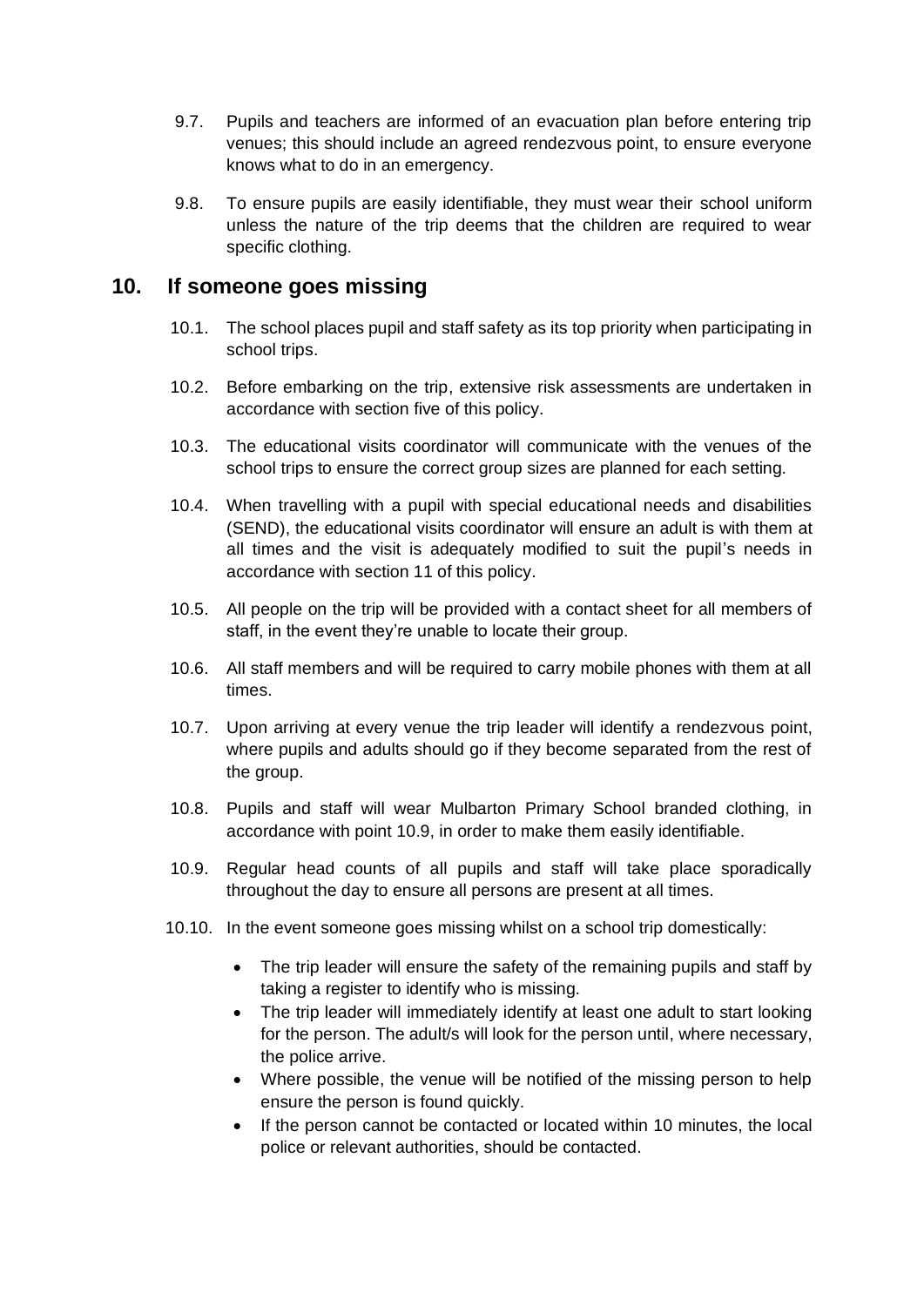9.7. Pupils and teachers are informed of an evacuation plan before entering trip venues; this should include an agreed rendezvous point, to ensure everyone knows what to do in an emergency.

9.8. To ensure pupils are easily identifiable, they must wear their school uniform unless the nature of the trip deems that the children are required to wear specific clothing.

## 10. If someone goes missing

10.1. The school places pupil and staff safety as its top priority when participating in school trips.

10.2. Before embarking on the trip, extensive risk assessments are undertaken in accordance with section five of this policy.

10.3. The educational visits coordinator will communicate with the venues of the school trips to ensure the correct group sizes are planned for each setting.

10.4. When travelling with a pupil with special educational needs and disabilities (SEND), the educational visits coordinator will ensure an adult is with them at all times and the visit is adequately modified to suit the pupil's needs in accordance with section 11 of this policy.

10.5. All people on the trip will be provided with a contact sheet for all members of staff, in the event they're unable to locate their group.

10.6. All staff members and will be required to carry mobile phones with them at all times.

10.7. Upon arriving at every venue the trip leader will identify a rendezvous point, where pupils and adults should go if they become separated from the rest of the group.

10.8. Pupils and staff will wear Mulbarton Primary School branded clothing, in accordance with point 10.9, in order to make them easily identifiable.

10.9. Regular head counts of all pupils and staff will take place sporadically throughout the day to ensure all persons are present at all times.

10.10. In the event someone goes missing whilst on a school trip domestically:

- The trip leader will ensure the safety of the remaining pupils and staff by taking a register to identify who is missing.
- The trip leader will immediately identify at least one adult to start looking for the person. The adult/s will look for the person until, where necessary, the police arrive.
- Where possible, the venue will be notified of the missing person to help ensure the person is found quickly.
- If the person cannot be contacted or located within 10 minutes, the local police or relevant authorities, should be contacted.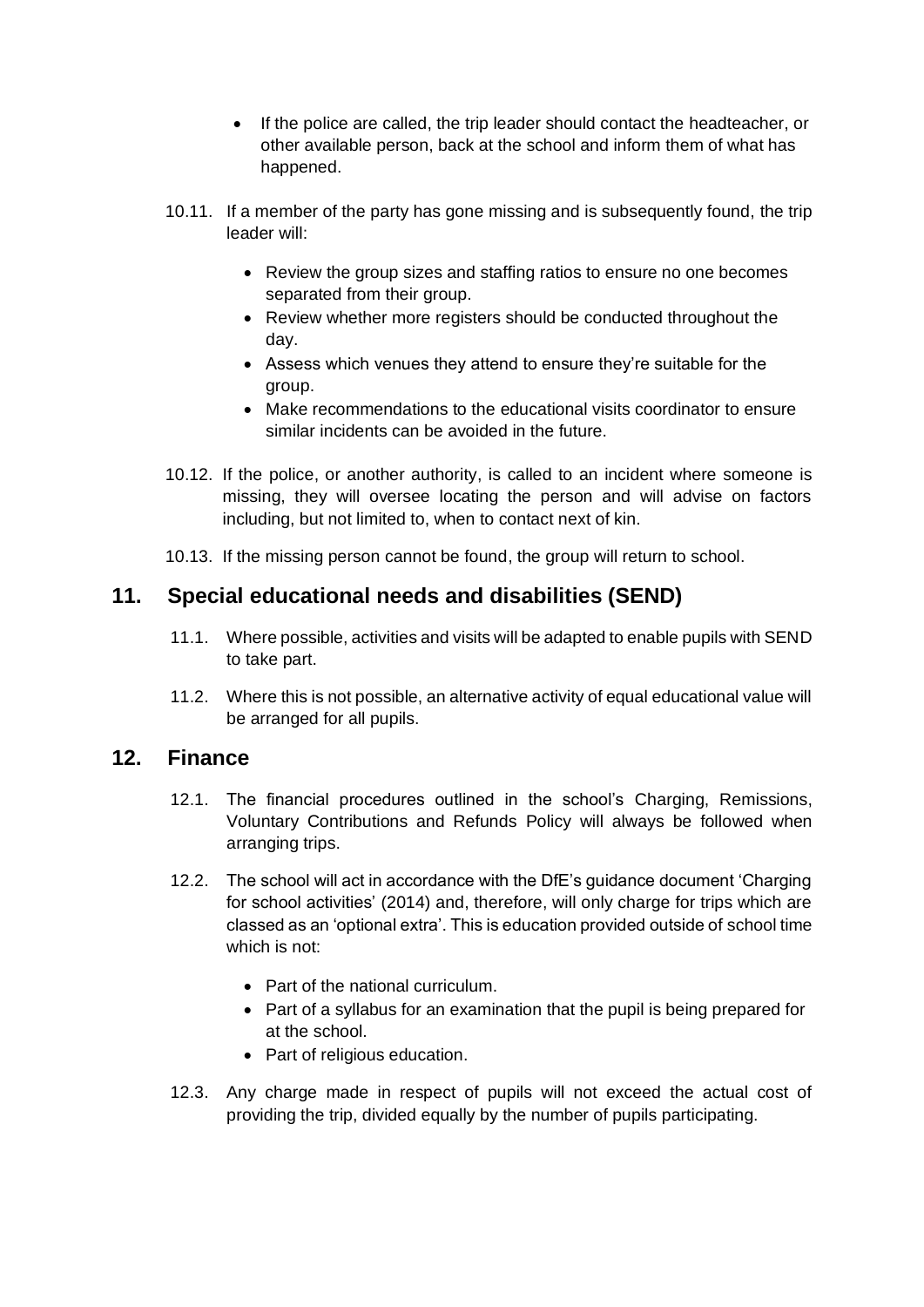- If the police are called, the trip leader should contact the headteacher, or other available person, back at the school and inform them of what has happened.

10.11. If a member of the party has gone missing and is subsequently found, the trip leader will:

- Review the group sizes and staffing ratios to ensure no one becomes separated from their group.
- Review whether more registers should be conducted throughout the day.
- Assess which venues they attend to ensure they're suitable for the group.
- Make recommendations to the educational visits coordinator to ensure similar incidents can be avoided in the future.

10.12. If the police, or another authority, is called to an incident where someone is missing, they will oversee locating the person and will advise on factors including, but not limited to, when to contact next of kin.

10.13. If the missing person cannot be found, the group will return to school.

## 11. Special educational needs and disabilities (SEND)

11.1. Where possible, activities and visits will be adapted to enable pupils with SEND to take part.

11.2. Where this is not possible, an alternative activity of equal educational value will be arranged for all pupils.

## 12. Finance

12.1. The financial procedures outlined in the school's Charging, Remissions, Voluntary Contributions and Refunds Policy will always be followed when arranging trips.

12.2. The school will act in accordance with the DfE's guidance document 'Charging for school activities' (2014) and, therefore, will only charge for trips which are classed as an 'optional extra'. This is education provided outside of school time which is not:

- Part of the national curriculum.
- Part of a syllabus for an examination that the pupil is being prepared for at the school.
- Part of religious education.

12.3. Any charge made in respect of pupils will not exceed the actual cost of providing the trip, divided equally by the number of pupils participating.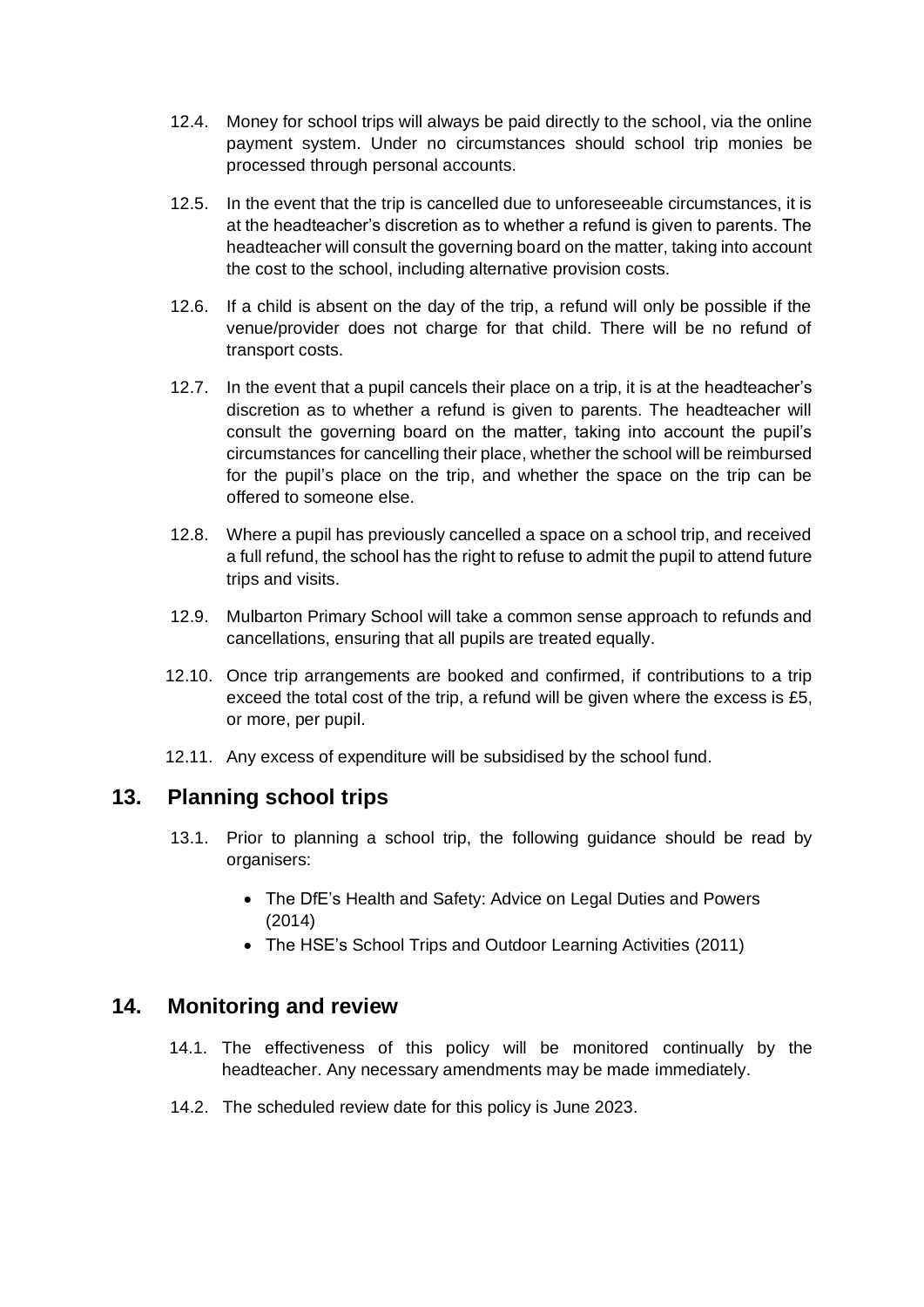12.4. Money for school trips will always be paid directly to the school, via the online payment system. Under no circumstances should school trip monies be processed through personal accounts.

12.5. In the event that the trip is cancelled due to unforeseeable circumstances, it is at the headteacher's discretion as to whether a refund is given to parents. The headteacher will consult the governing board on the matter, taking into account the cost to the school, including alternative provision costs.

12.6. If a child is absent on the day of the trip, a refund will only be possible if the venue/provider does not charge for that child. There will be no refund of transport costs.

12.7. In the event that a pupil cancels their place on a trip, it is at the headteacher's discretion as to whether a refund is given to parents. The headteacher will consult the governing board on the matter, taking into account the pupil's circumstances for cancelling their place, whether the school will be reimbursed for the pupil's place on the trip, and whether the space on the trip can be offered to someone else.

12.8. Where a pupil has previously cancelled a space on a school trip, and received a full refund, the school has the right to refuse to admit the pupil to attend future trips and visits.

12.9. Mulbarton Primary School will take a common sense approach to refunds and cancellations, ensuring that all pupils are treated equally.

12.10. Once trip arrangements are booked and confirmed, if contributions to a trip exceed the total cost of the trip, a refund will be given where the excess is £5, or more, per pupil.

12.11. Any excess of expenditure will be subsidised by the school fund.

## 13. Planning school trips

13.1. Prior to planning a school trip, the following guidance should be read by organisers:

- The DfE's Health and Safety: Advice on Legal Duties and Powers (2014)
- The HSE's School Trips and Outdoor Learning Activities (2011)

## 14. Monitoring and review

14.1. The effectiveness of this policy will be monitored continually by the headteacher. Any necessary amendments may be made immediately.

14.2. The scheduled review date for this policy is June 2023.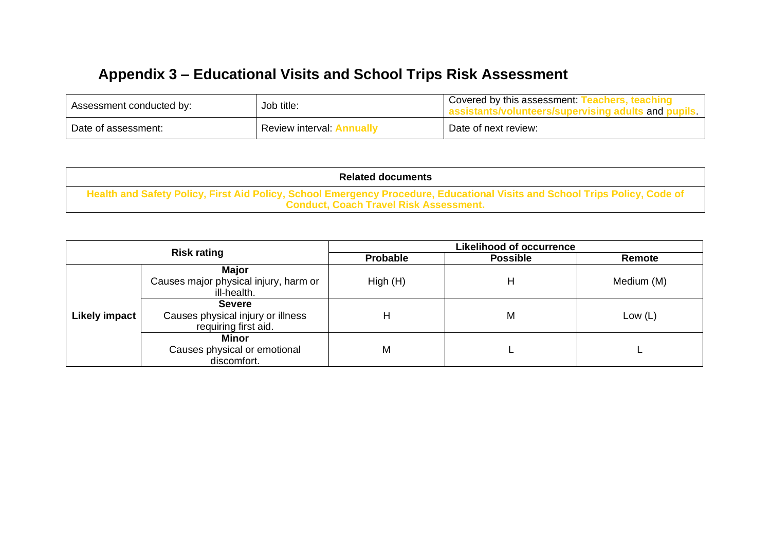# Appendix 3 – Educational Visits and School Trips Risk Assessment

| Assessment conducted by: | Job title: | Covered by this assessment: **Teachers, teaching assistants/volunteers/supervising adults** and **pupils**. |
|---|---|---|
| Date of assessment: | Review interval: **Annually** | Date of next review: |

| **Related documents** |
|---|
| **Health and Safety Policy, First Aid Policy, School Emergency Procedure, Educational Visits and School Trips Policy, Code of Conduct, Coach Travel Risk Assessment.** |

| **Risk rating** | | **Likelihood of occurrence** | | |
|---|---|---|---|---|
| | | **Probable** | **Possible** | **Remote** |
| **Likely impact** | **Major**<br>Causes major physical injury, harm or ill-health. | High (H) | H | Medium (M) |
| | **Severe**<br>Causes physical injury or illness requiring first aid. | H | M | Low (L) |
| | **Minor**<br>Causes physical or emotional discomfort. | M | L | L |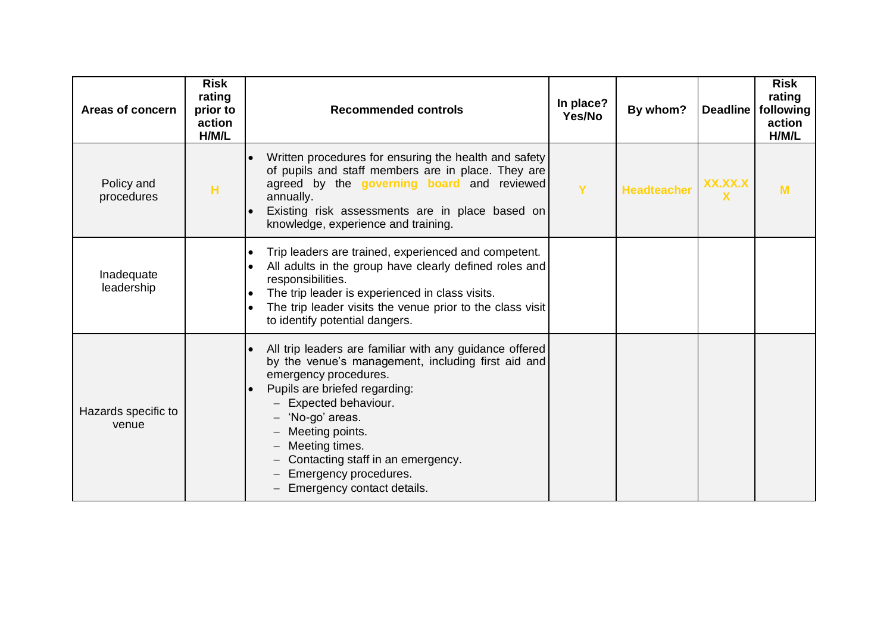| Areas of concern | Risk rating prior to action H/M/L | Recommended controls | In place? Yes/No | By whom? | Deadline | Risk rating following action H/M/L |
|---|---|---|---|---|---|---|
| Policy and procedures | H | • Written procedures for ensuring the health and safety of pupils and staff members are in place. They are agreed by the **governing board** and reviewed annually.<br>• Existing risk assessments are in place based on knowledge, experience and training. | Y | Headteacher | XX.XX.XX | M |
| Inadequate leadership | | • Trip leaders are trained, experienced and competent.<br>• All adults in the group have clearly defined roles and responsibilities.<br>• The trip leader is experienced in class visits.<br>• The trip leader visits the venue prior to the class visit to identify potential dangers. | | | | |
| Hazards specific to venue | | • All trip leaders are familiar with any guidance offered by the venue's management, including first aid and emergency procedures.<br>• Pupils are briefed regarding:<br>– Expected behaviour.<br>– 'No-go' areas.<br>– Meeting points.<br>– Meeting times.<br>– Contacting staff in an emergency.<br>– Emergency procedures.<br>– Emergency contact details. | | | | |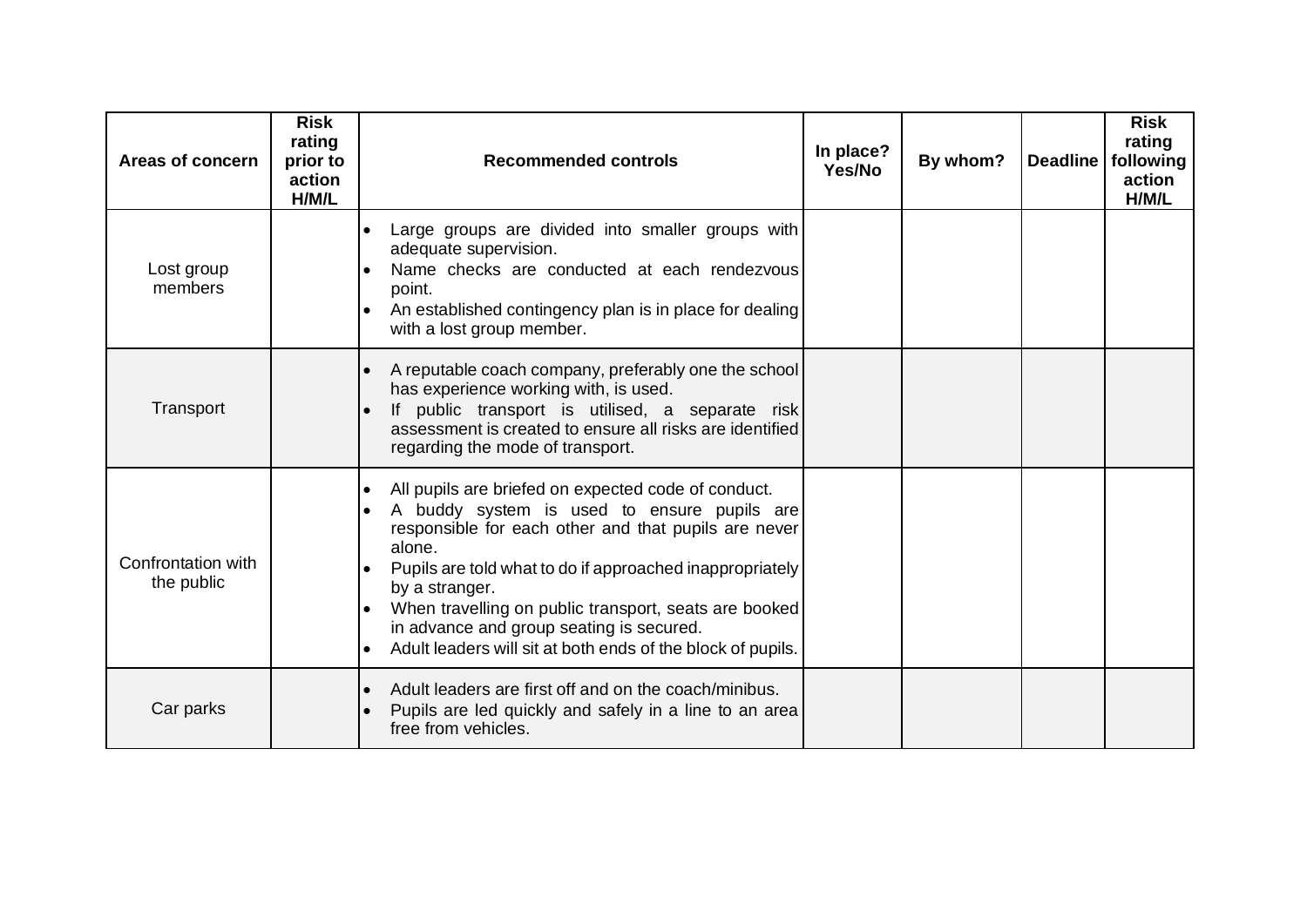| Areas of concern | Risk rating prior to action H/M/L | Recommended controls | In place? Yes/No | By whom? | Deadline | Risk rating following action H/M/L |
|---|---|---|---|---|---|---|
| Lost group members | | • Large groups are divided into smaller groups with adequate supervision.<br>• Name checks are conducted at each rendezvous point.<br>• An established contingency plan is in place for dealing with a lost group member. | | | | |
| Transport | | • A reputable coach company, preferably one the school has experience working with, is used.<br>• If public transport is utilised, a separate risk assessment is created to ensure all risks are identified regarding the mode of transport. | | | | |
| Confrontation with the public | | • All pupils are briefed on expected code of conduct.<br>• A buddy system is used to ensure pupils are responsible for each other and that pupils are never alone.<br>• Pupils are told what to do if approached inappropriately by a stranger.<br>• When travelling on public transport, seats are booked in advance and group seating is secured.<br>• Adult leaders will sit at both ends of the block of pupils. | | | | |
| Car parks | | • Adult leaders are first off and on the coach/minibus.<br>• Pupils are led quickly and safely in a line to an area free from vehicles. | | | | |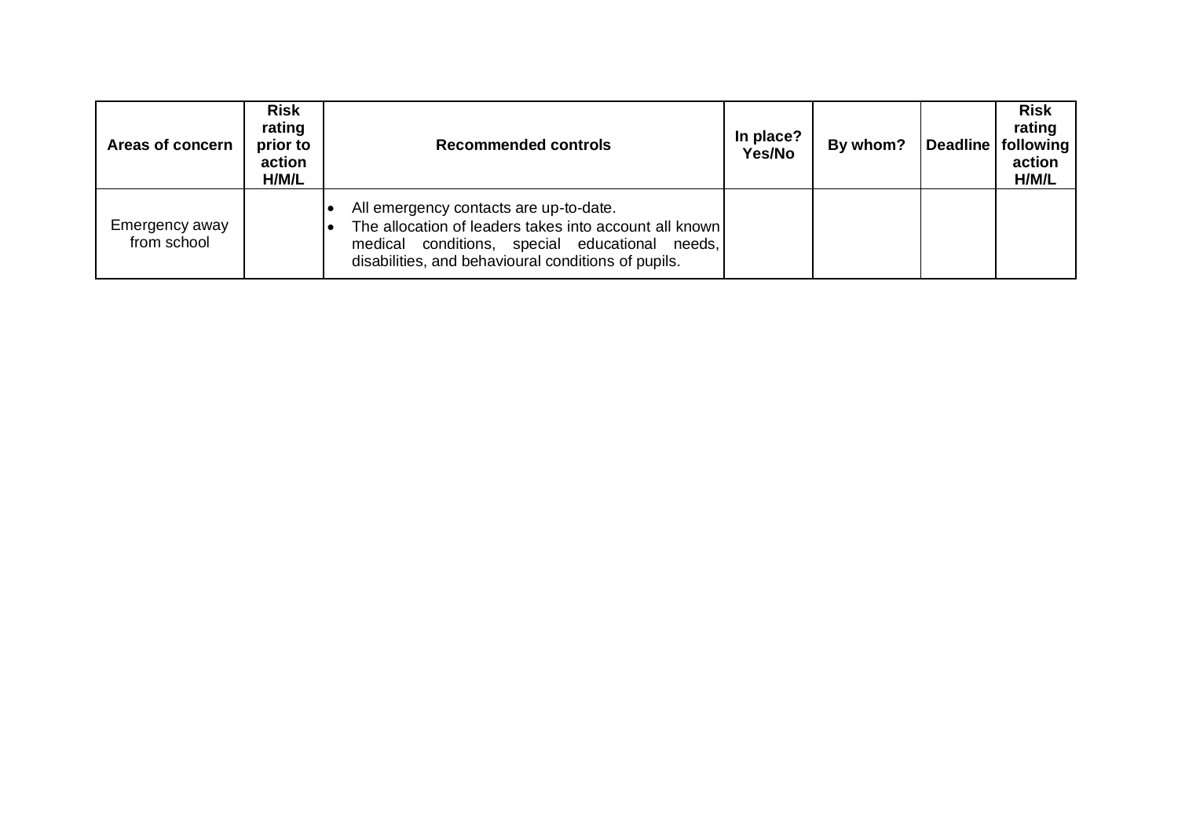| Areas of concern | Risk rating prior to action H/M/L | Recommended controls | In place? Yes/No | By whom? | Deadline | Risk rating following action H/M/L |
|---|---|---|---|---|---|---|
| Emergency away from school | | • All emergency contacts are up-to-date.<br>• The allocation of leaders takes into account all known medical conditions, special educational needs, disabilities, and behavioural conditions of pupils. | | | | |